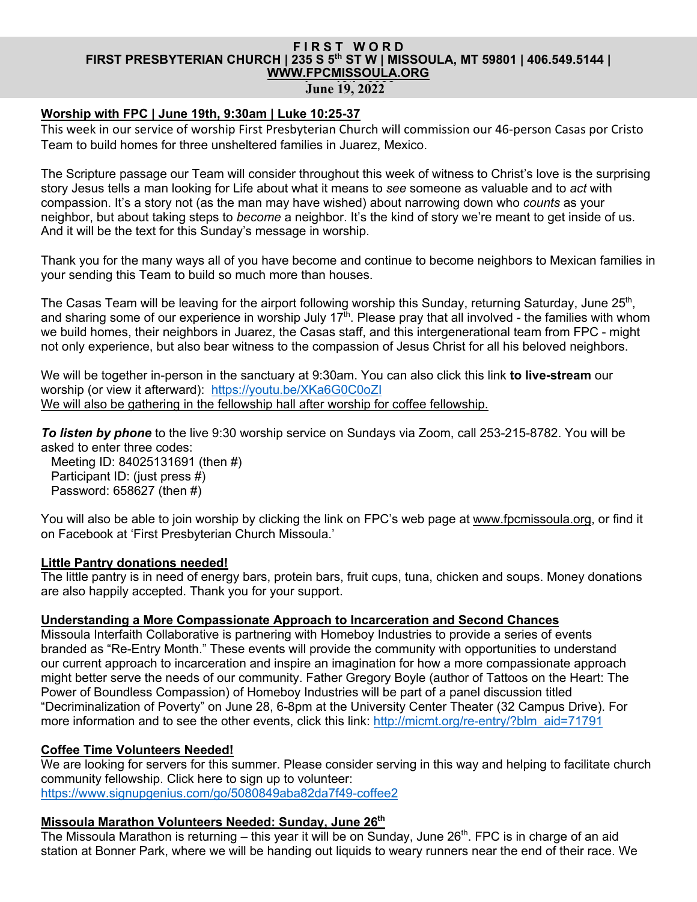# FIRST WORD

**FIRST PRESBYTERIAN CHURCH | 235 S 5th ST W | MISSOULA, MT 59801 | 406.549.5144 | WWW.FPCMISSOULA.ORG**

**June 19, 2022**

## Worship with FPC | June 19th, 9:30am | Luke 10:25-37

This week in our service of worship First Presbyterian Church will commission our 46-person Casas por Cristo Team to build homes for three unsheltered families in Juarez, Mexico.

The Scripture passage our Team will consider throughout this week of witness to Christ's love is the surprising story Jesus tells a man looking for Life about what it means to *see* someone as valuable and to *act* with compassion. It's a story not (as the man may have wished) about narrowing down who *counts* as your neighbor, but about taking steps to *become* a neighbor. It's the kind of story we're meant to get inside of us. And it will be the text for this Sunday's message in worship.

Thank you for the many ways all of you have become and continue to become neighbors to Mexican families in your sending this Team to build so much more than houses.

The Casas Team will be leaving for the airport following worship this Sunday, returning Saturday, June 25th, and sharing some of our experience in worship July 17th. Please pray that all involved - the families with whom we build homes, their neighbors in Juarez, the Casas staff, and this intergenerational team from FPC - might not only experience, but also bear witness to the compassion of Jesus Christ for all his beloved neighbors.

We will be together in-person in the sanctuary at 9:30am. You can also click this link **to live-stream** our worship (or view it afterward): https://youtu.be/XKa6G0C0oZI
We will also be gathering in the fellowship hall after worship for coffee fellowship.

***To listen by phone*** to the live 9:30 worship service on Sundays via Zoom, call 253-215-8782. You will be asked to enter three codes:
- Meeting ID: 84025131691 (then #)
- Participant ID: (just press #)
- Password: 658627 (then #)

You will also be able to join worship by clicking the link on FPC's web page at www.fpcmissoula.org, or find it on Facebook at 'First Presbyterian Church Missoula.'

## Little Pantry donations needed!

The little pantry is in need of energy bars, protein bars, fruit cups, tuna, chicken and soups. Money donations are also happily accepted. Thank you for your support.

## Understanding a More Compassionate Approach to Incarceration and Second Chances

Missoula Interfaith Collaborative is partnering with Homeboy Industries to provide a series of events branded as "Re-Entry Month." These events will provide the community with opportunities to understand our current approach to incarceration and inspire an imagination for how a more compassionate approach might better serve the needs of our community. Father Gregory Boyle (author of Tattoos on the Heart: The Power of Boundless Compassion) of Homeboy Industries will be part of a panel discussion titled "Decriminalization of Poverty" on June 28, 6-8pm at the University Center Theater (32 Campus Drive). For more information and to see the other events, click this link: http://micmt.org/re-entry/?blm_aid=71791

## Coffee Time Volunteers Needed!

We are looking for servers for this summer. Please consider serving in this way and helping to facilitate church community fellowship. Click here to sign up to volunteer:
https://www.signupgenius.com/go/5080849aba82da7f49-coffee2

## Missoula Marathon Volunteers Needed: Sunday, June 26th

The Missoula Marathon is returning – this year it will be on Sunday, June 26th. FPC is in charge of an aid station at Bonner Park, where we will be handing out liquids to weary runners near the end of their race. We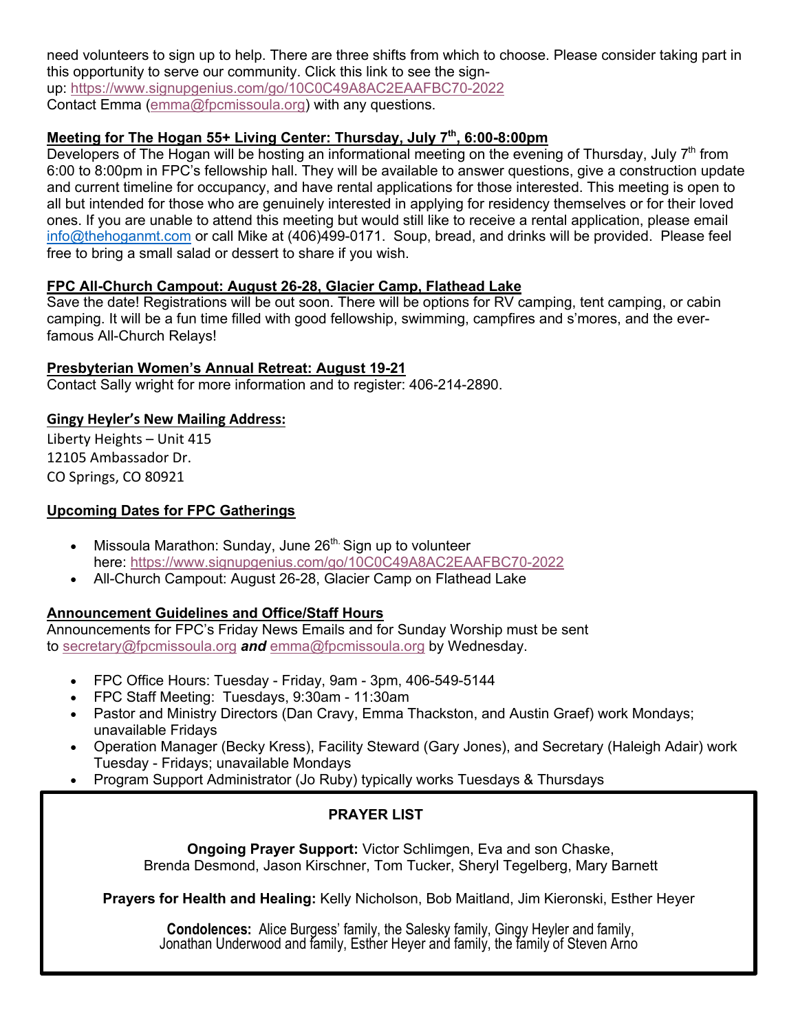need volunteers to sign up to help. There are three shifts from which to choose. Please consider taking part in this opportunity to serve our community. Click this link to see the sign-up: https://www.signupgenius.com/go/10C0C49A8AC2EAAFBC70-2022
Contact Emma (emma@fpcmissoula.org) with any questions.

**Meeting for The Hogan 55+ Living Center: Thursday, July 7th, 6:00-8:00pm**

Developers of The Hogan will be hosting an informational meeting on the evening of Thursday, July 7th from 6:00 to 8:00pm in FPC's fellowship hall. They will be available to answer questions, give a construction update and current timeline for occupancy, and have rental applications for those interested. This meeting is open to all but intended for those who are genuinely interested in applying for residency themselves or for their loved ones. If you are unable to attend this meeting but would still like to receive a rental application, please email info@thehoganmt.com or call Mike at (406)499-0171. Soup, bread, and drinks will be provided. Please feel free to bring a small salad or dessert to share if you wish.

**FPC All-Church Campout: August 26-28, Glacier Camp, Flathead Lake**

Save the date! Registrations will be out soon. There will be options for RV camping, tent camping, or cabin camping. It will be a fun time filled with good fellowship, swimming, campfires and s'mores, and the ever-famous All-Church Relays!

**Presbyterian Women's Annual Retreat: August 19-21**

Contact Sally wright for more information and to register: 406-214-2890.

**Gingy Heyler's New Mailing Address:**

Liberty Heights – Unit 415
12105 Ambassador Dr.
CO Springs, CO 80921

**Upcoming Dates for FPC Gatherings**

- Missoula Marathon: Sunday, June 26th. Sign up to volunteer here: https://www.signupgenius.com/go/10C0C49A8AC2EAAFBC70-2022
- All-Church Campout: August 26-28, Glacier Camp on Flathead Lake

**Announcement Guidelines and Office/Staff Hours**

Announcements for FPC's Friday News Emails and for Sunday Worship must be sent to secretary@fpcmissoula.org ***and*** emma@fpcmissoula.org by Wednesday.

- FPC Office Hours: Tuesday - Friday, 9am - 3pm, 406-549-5144
- FPC Staff Meeting: Tuesdays, 9:30am - 11:30am
- Pastor and Ministry Directors (Dan Cravy, Emma Thackston, and Austin Graef) work Mondays; unavailable Fridays
- Operation Manager (Becky Kress), Facility Steward (Gary Jones), and Secretary (Haleigh Adair) work Tuesday - Fridays; unavailable Mondays
- Program Support Administrator (Jo Ruby) typically works Tuesdays & Thursdays

**PRAYER LIST**

**Ongoing Prayer Support:** Victor Schlimgen, Eva and son Chaske, Brenda Desmond, Jason Kirschner, Tom Tucker, Sheryl Tegelberg, Mary Barnett

**Prayers for Health and Healing:** Kelly Nicholson, Bob Maitland, Jim Kieronski, Esther Heyer

**Condolences:** Alice Burgess' family, the Salesky family, Gingy Heyler and family, Jonathan Underwood and family, Esther Heyer and family, the family of Steven Arno